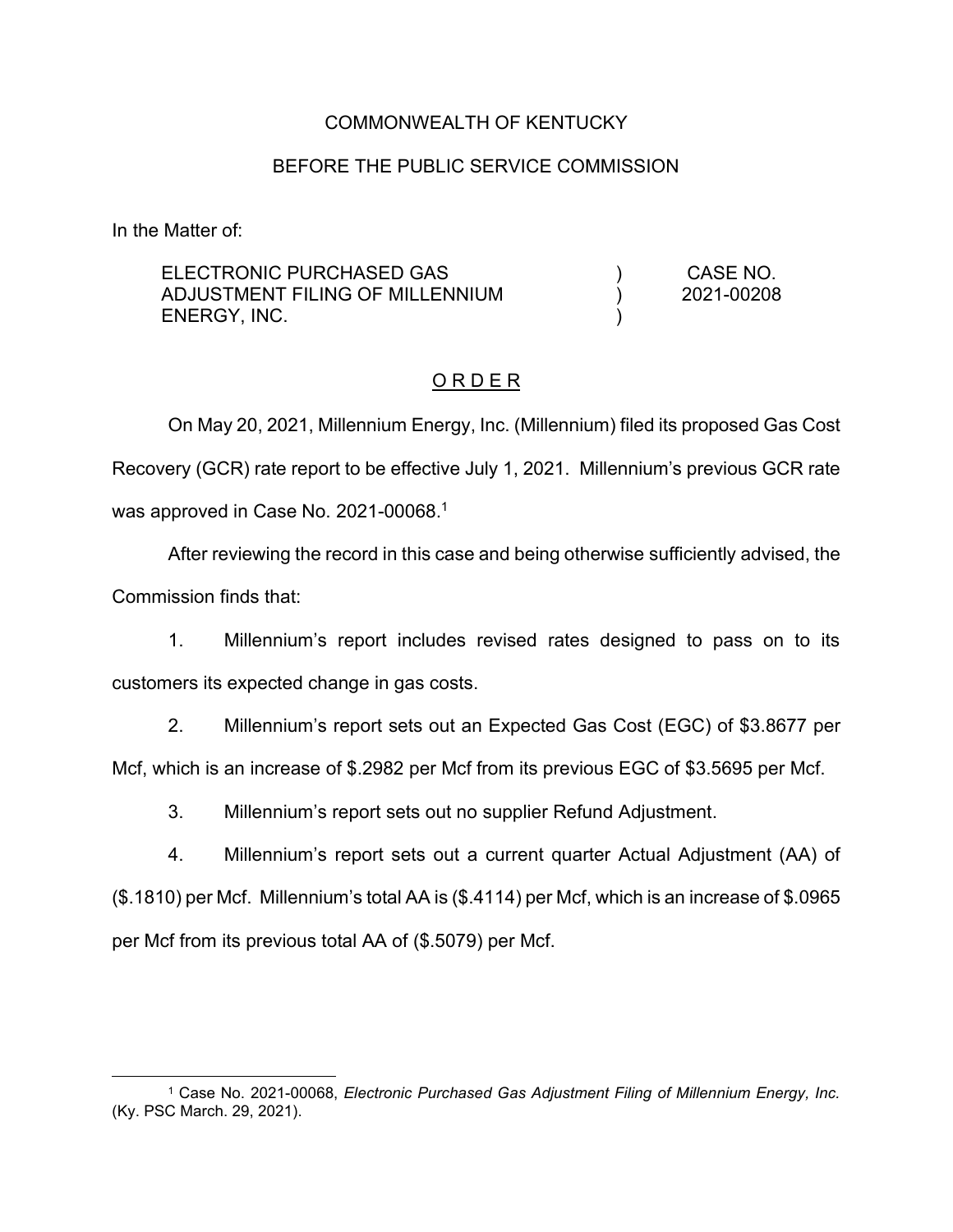COMMONWEALTH OF KENTUCKY

BEFORE THE PUBLIC SERVICE COMMISSION

In the Matter of:

| | | |
|---|---|---|
| ELECTRONIC PURCHASED GAS ADJUSTMENT FILING OF MILLENNIUM ENERGY, INC. | ) ) ) | CASE NO. 2021-00208 |

## O R D E R

On May 20, 2021, Millennium Energy, Inc. (Millennium) filed its proposed Gas Cost Recovery (GCR) rate report to be effective July 1, 2021. Millennium's previous GCR rate was approved in Case No. 2021-00068.[1]

After reviewing the record in this case and being otherwise sufficiently advised, the Commission finds that:

1. Millennium's report includes revised rates designed to pass on to its customers its expected change in gas costs.

2. Millennium's report sets out an Expected Gas Cost (EGC) of $3.8677 per Mcf, which is an increase of $.2982 per Mcf from its previous EGC of $3.5695 per Mcf.

3. Millennium's report sets out no supplier Refund Adjustment.

4. Millennium's report sets out a current quarter Actual Adjustment (AA) of ($.1810) per Mcf. Millennium's total AA is ($.4114) per Mcf, which is an increase of $.0965 per Mcf from its previous total AA of ($.5079) per Mcf.

---

[1] Case No. 2021-00068, *Electronic Purchased Gas Adjustment Filing of Millennium Energy, Inc.* (Ky. PSC March. 29, 2021).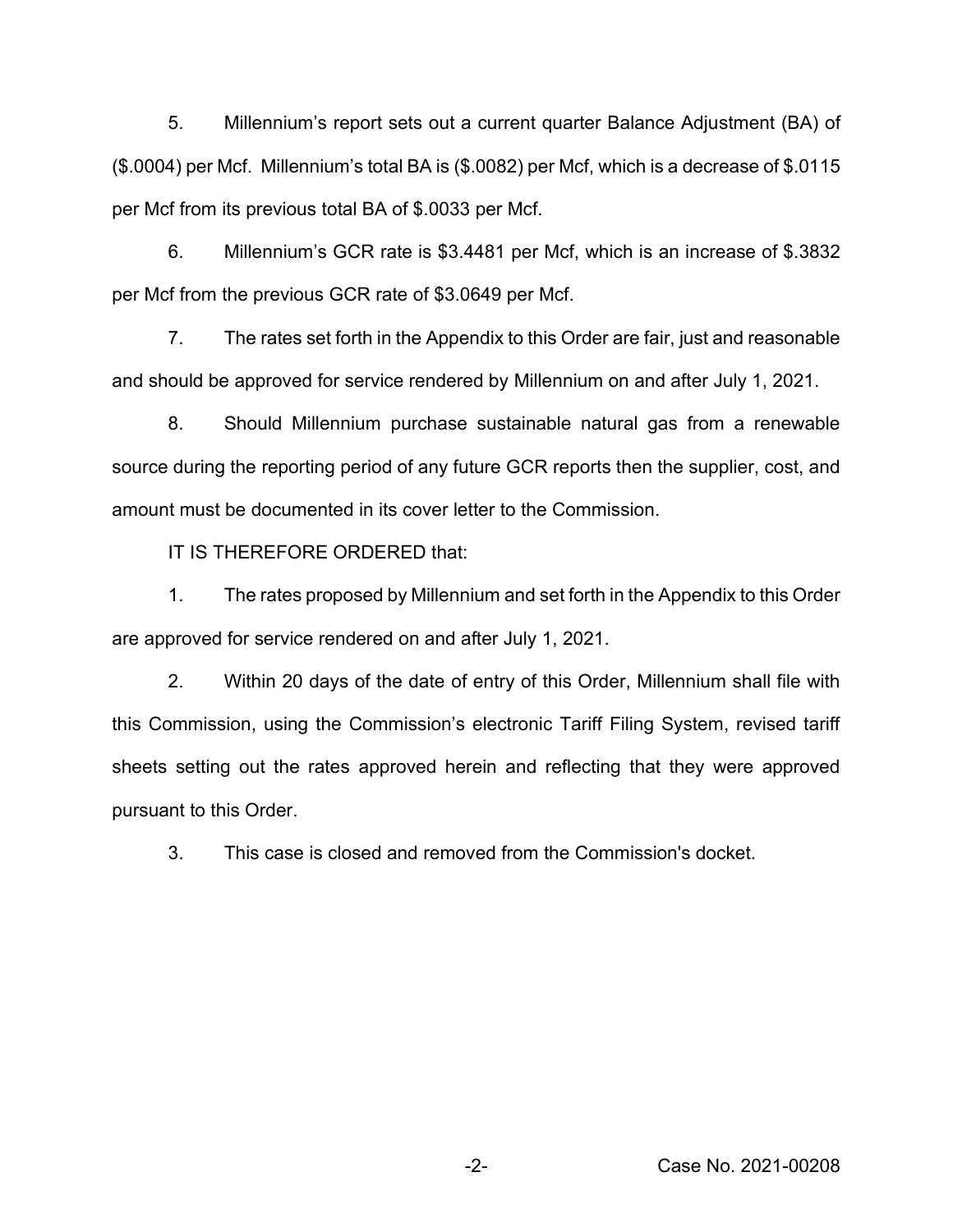5. Millennium's report sets out a current quarter Balance Adjustment (BA) of ($.0004) per Mcf. Millennium's total BA is ($.0082) per Mcf, which is a decrease of $.0115 per Mcf from its previous total BA of $.0033 per Mcf.

6. Millennium's GCR rate is $3.4481 per Mcf, which is an increase of $.3832 per Mcf from the previous GCR rate of $3.0649 per Mcf.

7. The rates set forth in the Appendix to this Order are fair, just and reasonable and should be approved for service rendered by Millennium on and after July 1, 2021.

8. Should Millennium purchase sustainable natural gas from a renewable source during the reporting period of any future GCR reports then the supplier, cost, and amount must be documented in its cover letter to the Commission.

IT IS THEREFORE ORDERED that:

1. The rates proposed by Millennium and set forth in the Appendix to this Order are approved for service rendered on and after July 1, 2021.

2. Within 20 days of the date of entry of this Order, Millennium shall file with this Commission, using the Commission's electronic Tariff Filing System, revised tariff sheets setting out the rates approved herein and reflecting that they were approved pursuant to this Order.

3. This case is closed and removed from the Commission's docket.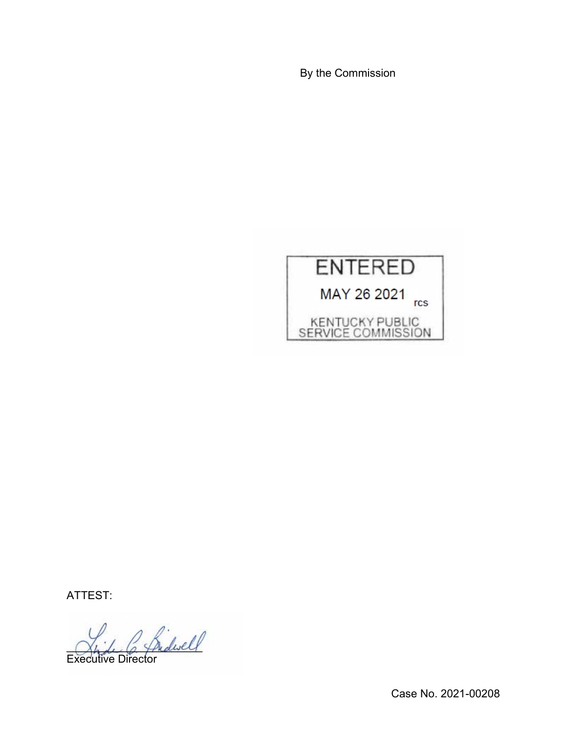By the Commission

ENTERED

MAY 26 2021 rcs

KENTUCKY PUBLIC SERVICE COMMISSION

ATTEST:

Executive Director

Case No. 2021-00208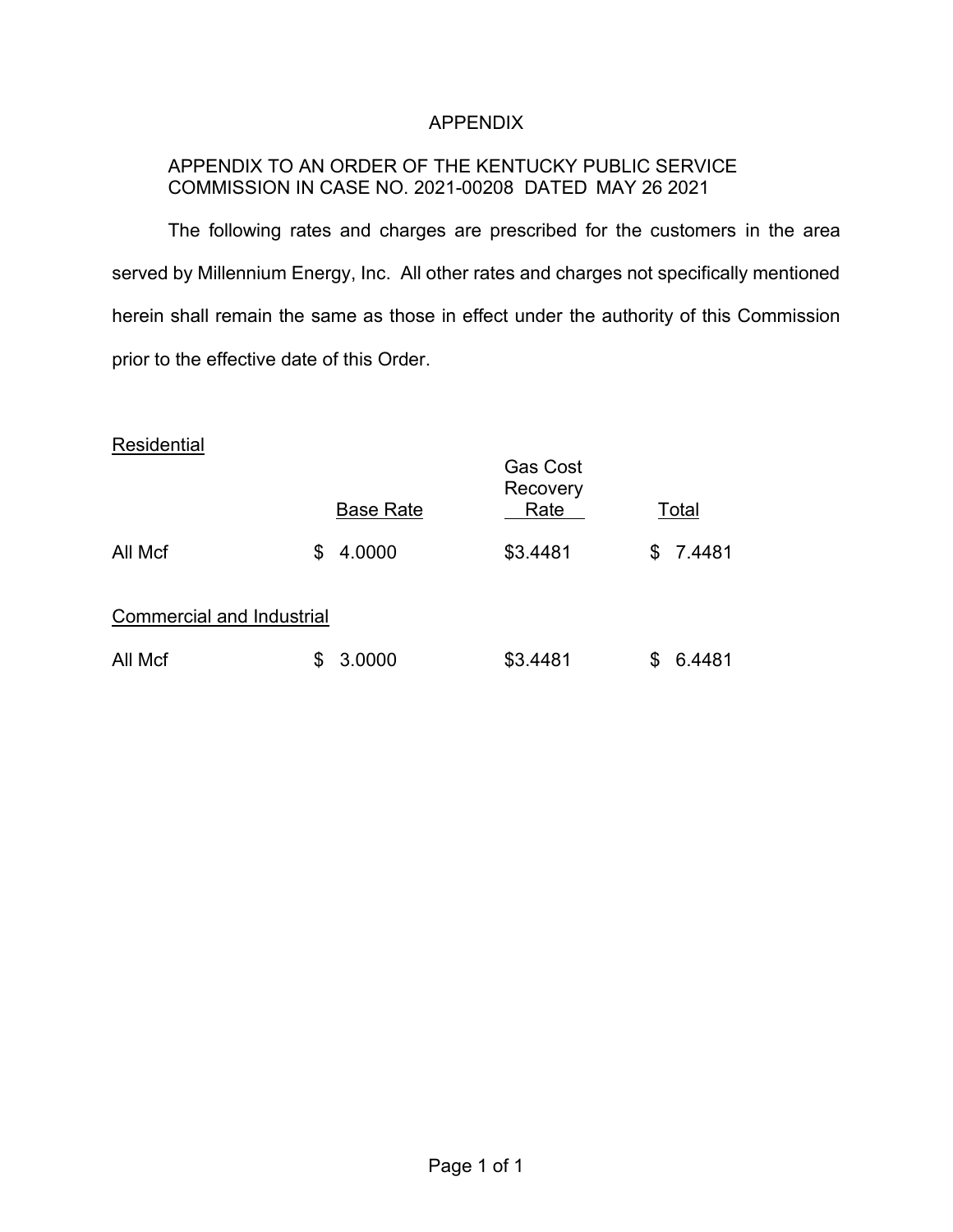# APPENDIX

APPENDIX TO AN ORDER OF THE KENTUCKY PUBLIC SERVICE COMMISSION IN CASE NO. 2021-00208 DATED MAY 26 2021

The following rates and charges are prescribed for the customers in the area served by Millennium Energy, Inc. All other rates and charges not specifically mentioned herein shall remain the same as those in effect under the authority of this Commission prior to the effective date of this Order.

Residential

| | Base Rate | Gas Cost Recovery Rate | Total |
|---|---|---|---|
| All Mcf | $ 4.0000 | $3.4481 | $ 7.4481 |

Commercial and Industrial

| | Base Rate | Gas Cost Recovery Rate | Total |
|---|---|---|---|
| All Mcf | $ 3.0000 | $3.4481 | $ 6.4481 |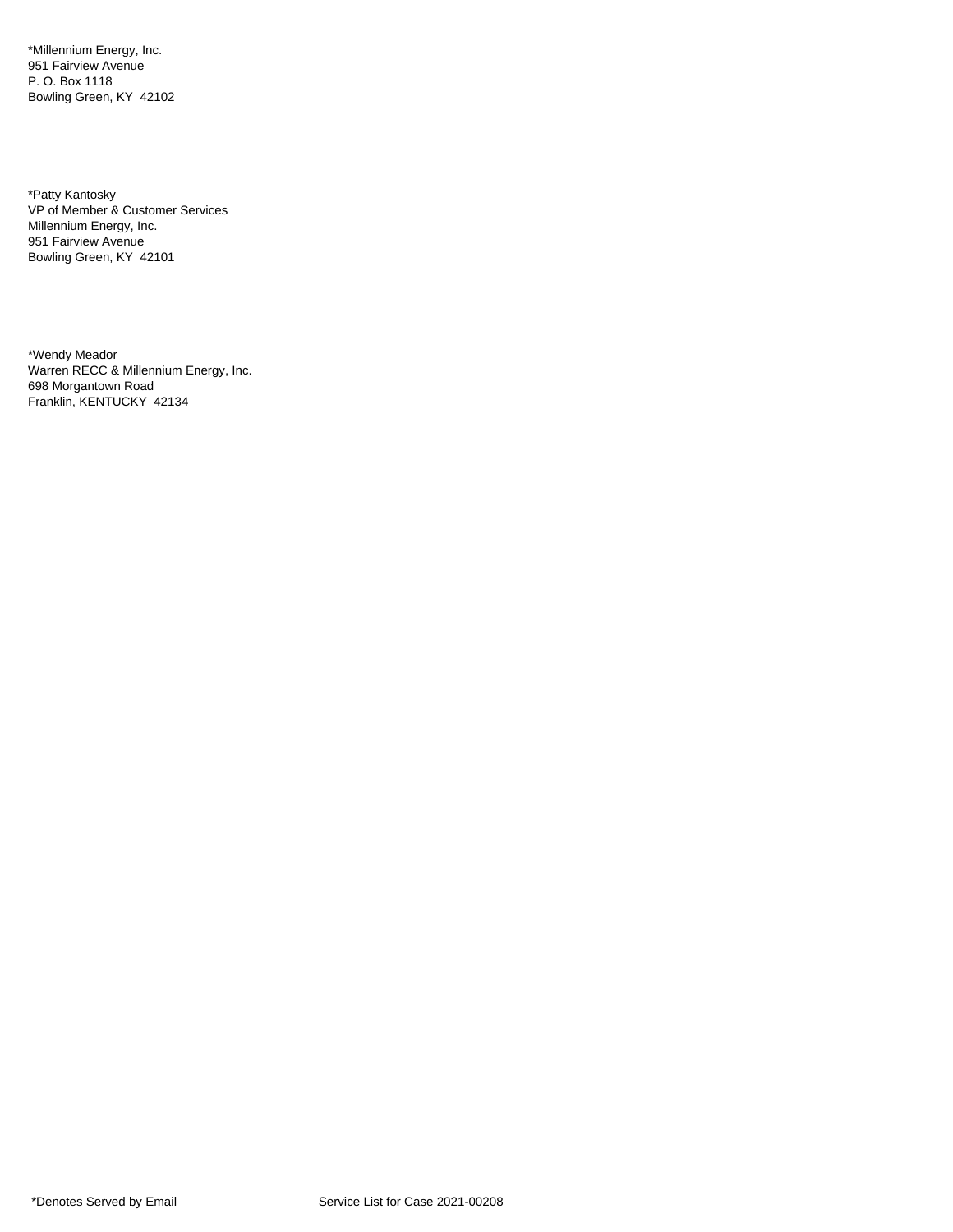*Millennium Energy, Inc.
951 Fairview Avenue
P. O. Box 1118
Bowling Green, KY  42102

*Patty Kantosky
VP of Member & Customer Services
Millennium Energy, Inc.
951 Fairview Avenue
Bowling Green, KY  42101

*Wendy Meador
Warren RECC & Millennium Energy, Inc.
698 Morgantown Road
Franklin, KENTUCKY  42134

*Denotes Served by Email

Service List for Case 2021-00208